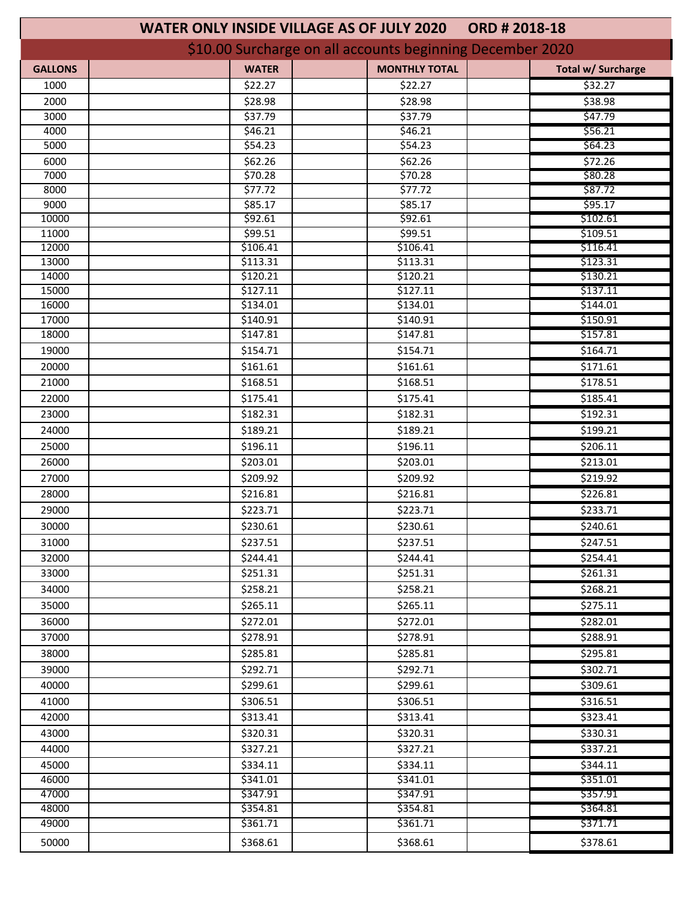# WATER ONLY INSIDE VILLAGE AS OF JULY 2020 ORD # 2018-18

## $10.00 Surcharge on all accounts beginning December 2020

| GALLONS | | WATER | | MONTHLY TOTAL | | Total w/ Surcharge |
|---|---|---|---|---|---|---|
| 1000 | | $22.27 | | $22.27 | | $32.27 |
| 2000 | | $28.98 | | $28.98 | | $38.98 |
| 3000 | | $37.79 | | $37.79 | | $47.79 |
| 4000 | | $46.21 | | $46.21 | | $56.21 |
| 5000 | | $54.23 | | $54.23 | | $64.23 |
| 6000 | | $62.26 | | $62.26 | | $72.26 |
| 7000 | | $70.28 | | $70.28 | | $80.28 |
| 8000 | | $77.72 | | $77.72 | | $87.72 |
| 9000 | | $85.17 | | $85.17 | | $95.17 |
| 10000 | | $92.61 | | $92.61 | | $102.61 |
| 11000 | | $99.51 | | $99.51 | | $109.51 |
| 12000 | | $106.41 | | $106.41 | | $116.41 |
| 13000 | | $113.31 | | $113.31 | | $123.31 |
| 14000 | | $120.21 | | $120.21 | | $130.21 |
| 15000 | | $127.11 | | $127.11 | | $137.11 |
| 16000 | | $134.01 | | $134.01 | | $144.01 |
| 17000 | | $140.91 | | $140.91 | | $150.91 |
| 18000 | | $147.81 | | $147.81 | | $157.81 |
| 19000 | | $154.71 | | $154.71 | | $164.71 |
| 20000 | | $161.61 | | $161.61 | | $171.61 |
| 21000 | | $168.51 | | $168.51 | | $178.51 |
| 22000 | | $175.41 | | $175.41 | | $185.41 |
| 23000 | | $182.31 | | $182.31 | | $192.31 |
| 24000 | | $189.21 | | $189.21 | | $199.21 |
| 25000 | | $196.11 | | $196.11 | | $206.11 |
| 26000 | | $203.01 | | $203.01 | | $213.01 |
| 27000 | | $209.92 | | $209.92 | | $219.92 |
| 28000 | | $216.81 | | $216.81 | | $226.81 |
| 29000 | | $223.71 | | $223.71 | | $233.71 |
| 30000 | | $230.61 | | $230.61 | | $240.61 |
| 31000 | | $237.51 | | $237.51 | | $247.51 |
| 32000 | | $244.41 | | $244.41 | | $254.41 |
| 33000 | | $251.31 | | $251.31 | | $261.31 |
| 34000 | | $258.21 | | $258.21 | | $268.21 |
| 35000 | | $265.11 | | $265.11 | | $275.11 |
| 36000 | | $272.01 | | $272.01 | | $282.01 |
| 37000 | | $278.91 | | $278.91 | | $288.91 |
| 38000 | | $285.81 | | $285.81 | | $295.81 |
| 39000 | | $292.71 | | $292.71 | | $302.71 |
| 40000 | | $299.61 | | $299.61 | | $309.61 |
| 41000 | | $306.51 | | $306.51 | | $316.51 |
| 42000 | | $313.41 | | $313.41 | | $323.41 |
| 43000 | | $320.31 | | $320.31 | | $330.31 |
| 44000 | | $327.21 | | $327.21 | | $337.21 |
| 45000 | | $334.11 | | $334.11 | | $344.11 |
| 46000 | | $341.01 | | $341.01 | | $351.01 |
| 47000 | | $347.91 | | $347.91 | | $357.91 |
| 48000 | | $354.81 | | $354.81 | | $364.81 |
| 49000 | | $361.71 | | $361.71 | | $371.71 |
| 50000 | | $368.61 | | $368.61 | | $378.61 |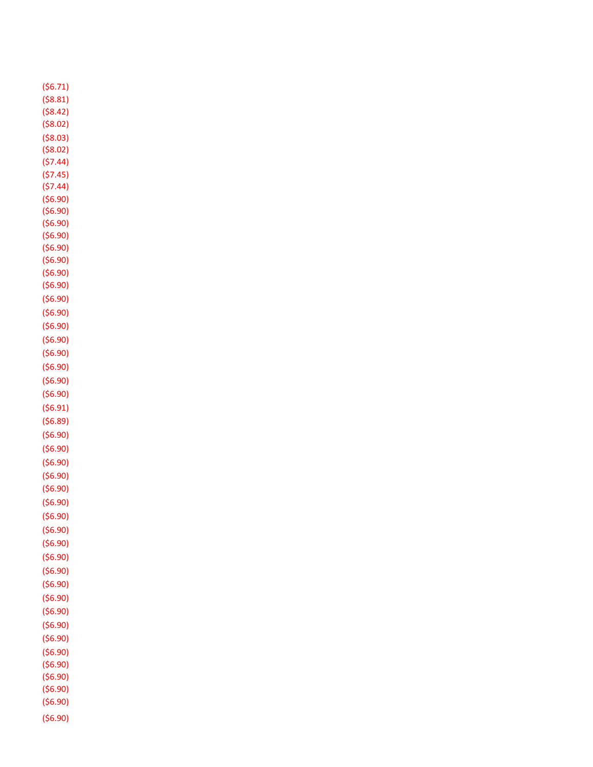($6.71)
($8.81)
($8.42)
($8.02)
($8.03)
($8.02)
($7.44)
($7.45)
($7.44)
($6.90)
($6.90)
($6.90)
($6.90)
($6.90)
($6.90)
($6.90)
($6.90)
($6.90)
($6.90)
($6.90)
($6.90)
($6.90)
($6.90)
($6.90)
($6.90)
($6.91)
($6.89)
($6.90)
($6.90)
($6.90)
($6.90)
($6.90)
($6.90)
($6.90)
($6.90)
($6.90)
($6.90)
($6.90)
($6.90)
($6.90)
($6.90)
($6.90)
($6.90)
($6.90)
($6.90)
($6.90)
($6.90)
($6.90)
($6.90)